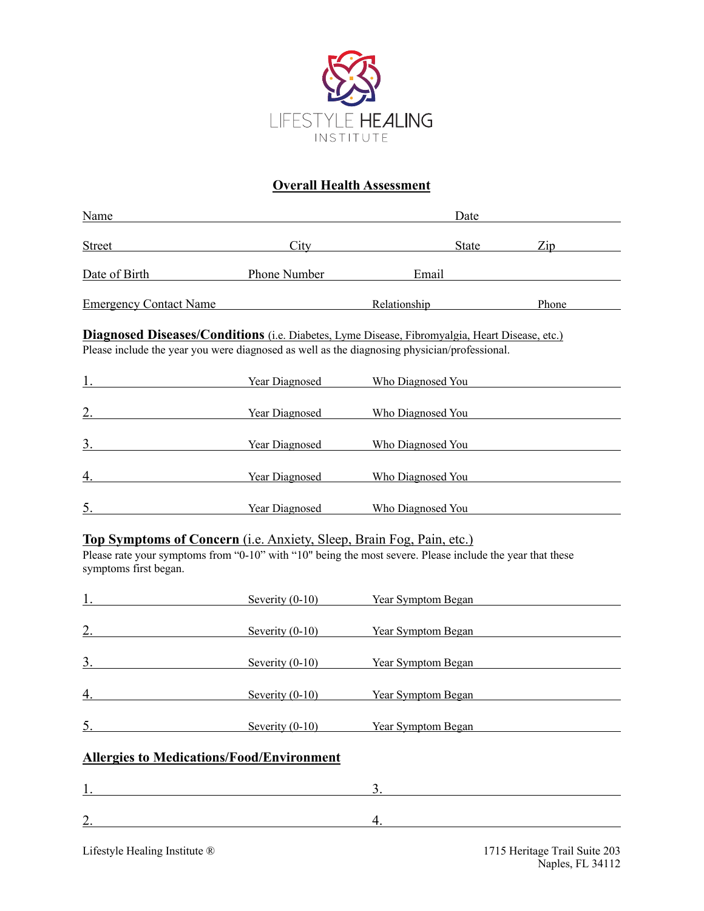LIFESTYLE HEALING

INSTITUTE

# Overall Health Assessment

Name ______________________________ Date ______________

Street ______________ City ______________ State ________ Zip ________

Date of Birth ____________ Phone Number ____________ Email ______________________

Emergency Contact Name ______________________ Relationship ______________ Phone ________

## Diagnosed Diseases/Conditions (i.e. Diabetes, Lyme Disease, Fibromyalgia, Heart Disease, etc.)

Please include the year you were diagnosed as well as the diagnosing physician/professional.

1. ______________ Year Diagnosed ________ Who Diagnosed You ______________
2. ______________ Year Diagnosed ________ Who Diagnosed You ______________
3. ______________ Year Diagnosed ________ Who Diagnosed You ______________
4. ______________ Year Diagnosed ________ Who Diagnosed You ______________
5. ______________ Year Diagnosed ________ Who Diagnosed You ______________

## Top Symptoms of Concern (i.e. Anxiety, Sleep, Brain Fog, Pain, etc.)

Please rate your symptoms from "0-10" with "10" being the most severe. Please include the year that these symptoms first began.

1. ______________ Severity (0-10) ________ Year Symptom Began ______________
2. ______________ Severity (0-10) ________ Year Symptom Began ______________
3. ______________ Severity (0-10) ________ Year Symptom Began ______________
4. ______________ Severity (0-10) ________ Year Symptom Began ______________
5. ______________ Severity (0-10) ________ Year Symptom Began ______________

## Allergies to Medications/Food/Environment

1. ______________________ 3. ______________________
2. ______________________ 4. ______________________

Lifestyle Healing Institute ®

1715 Heritage Trail Suite 203
Naples, FL 34112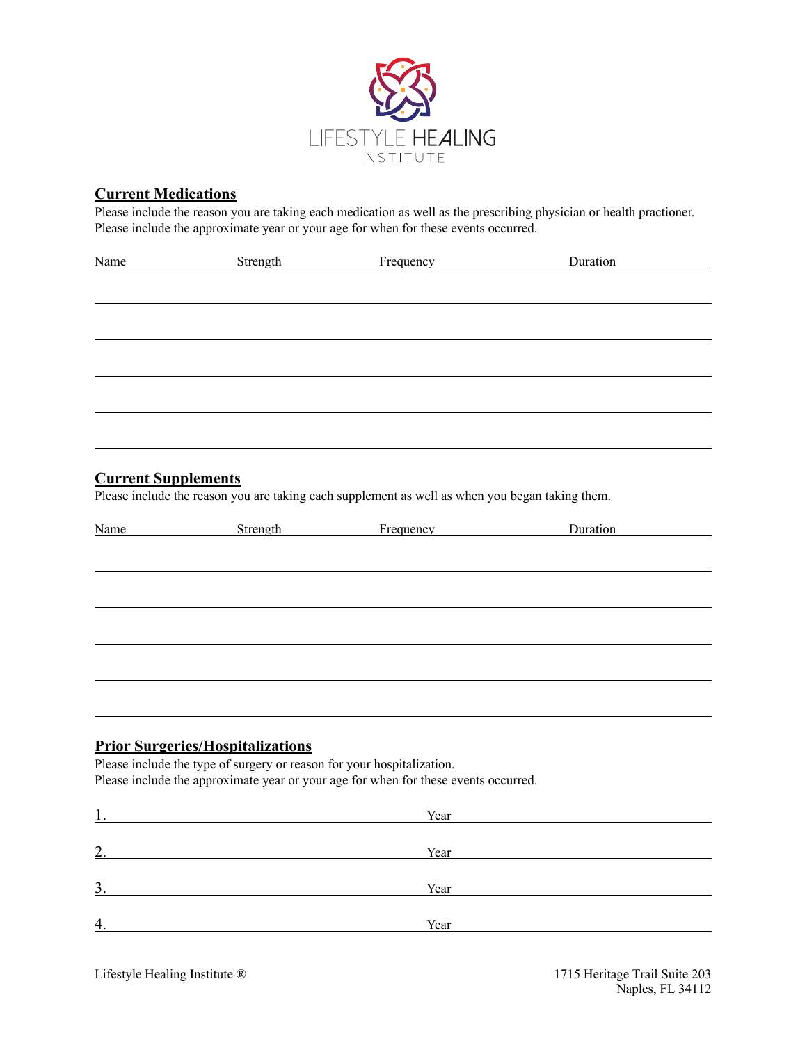LIFESTYLE HEALING INSTITUTE

## Current Medications

Please include the reason you are taking each medication as well as the prescribing physician or health practioner. Please include the approximate year or your age for when for these events occurred.

| Name | Strength | Frequency | Duration |
|---|---|---|---|
| | | | |
| | | | |
| | | | |
| | | | |
| | | | |

## Current Supplements

Please include the reason you are taking each supplement as well as when you began taking them.

| Name | Strength | Frequency | Duration |
|---|---|---|---|
| | | | |
| | | | |
| | | | |
| | | | |
| | | | |

## Prior Surgeries/Hospitalizations

Please include the type of surgery or reason for your hospitalization.
Please include the approximate year or your age for when for these events occurred.

1. ______________________ Year ______________________
2. ______________________ Year ______________________
3. ______________________ Year ______________________
4. ______________________ Year ______________________

Lifestyle Healing Institute ®

1715 Heritage Trail Suite 203
Naples, FL 34112